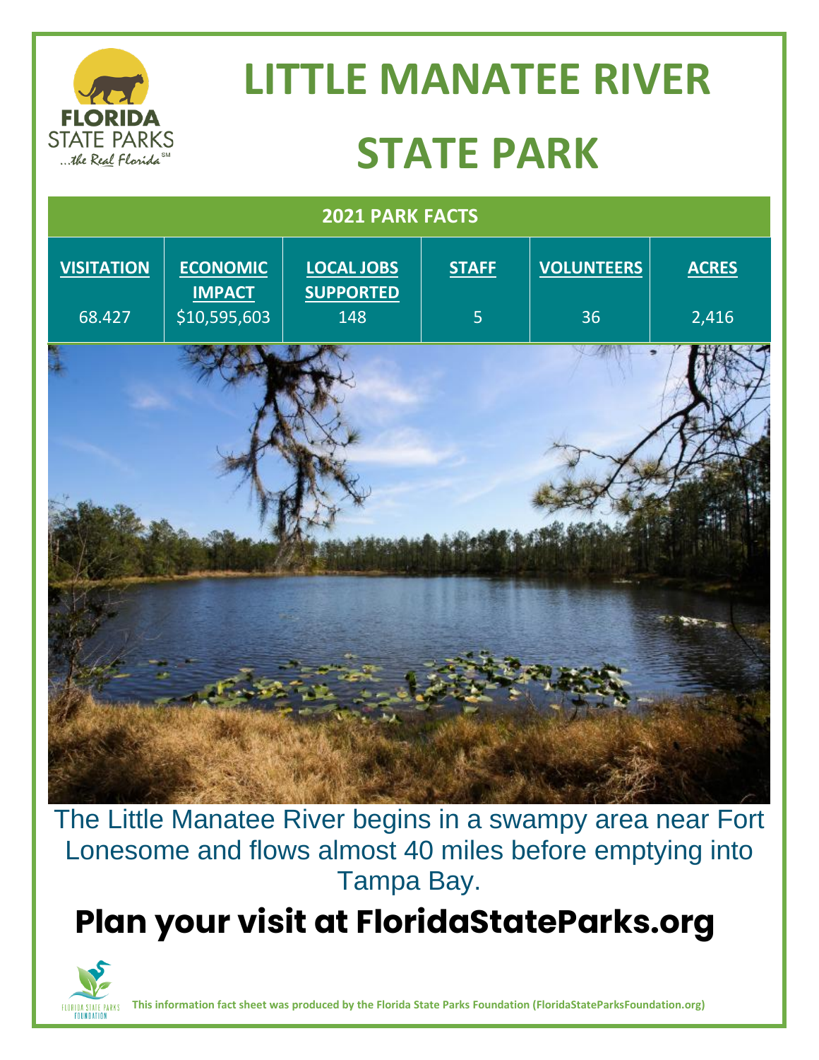# LITTLE MANATEE RIVER STATE PARK

| 2021 PARK FACTS | | | | | |
|---|---|---|---|---|---|
| **VISITATION** | **ECONOMIC IMPACT** | **LOCAL JOBS SUPPORTED** | **STAFF** | **VOLUNTEERS** | **ACRES** |
| 68.427 | $10,595,603 | 148 | 5 | 36 | 2,416 |

The Little Manatee River begins in a swampy area near Fort Lonesome and flows almost 40 miles before emptying into Tampa Bay.

## Plan your visit at FloridaStateParks.org

**This information fact sheet was produced by the Florida State Parks Foundation (FloridaStateParksFoundation.org)**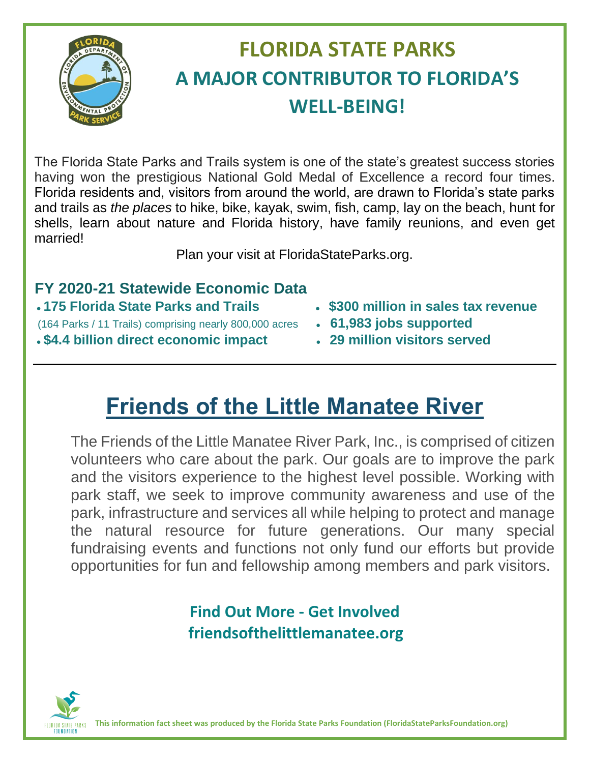# FLORIDA STATE PARKS
## A MAJOR CONTRIBUTOR TO FLORIDA'S WELL-BEING!

The Florida State Parks and Trails system is one of the state's greatest success stories having won the prestigious National Gold Medal of Excellence a record four times. Florida residents and, visitors from around the world, are drawn to Florida's state parks and trails as *the places* to hike, bike, kayak, swim, fish, camp, lay on the beach, hunt for shells, learn about nature and Florida history, have family reunions, and even get married!

Plan your visit at FloridaStateParks.org.

### FY 2020-21 Statewide Economic Data

- **175 Florida State Parks and Trails**
  (164 Parks / 11 Trails) comprising nearly 800,000 acres
- **$4.4 billion direct economic impact**
- **$300 million in sales tax revenue**
- **61,983 jobs supported**
- **29 million visitors served**

---

# Friends of the Little Manatee River

The Friends of the Little Manatee River Park, Inc., is comprised of citizen volunteers who care about the park. Our goals are to improve the park and the visitors experience to the highest level possible. Working with park staff, we seek to improve community awareness and use of the park, infrastructure and services all while helping to protect and manage the natural resource for future generations. Our many special fundraising events and functions not only fund our efforts but provide opportunities for fun and fellowship among members and park visitors.

**Find Out More - Get Involved**
**friendsofthelittlemanatee.org**

**This information fact sheet was produced by the Florida State Parks Foundation (FloridaStateParksFoundation.org)**